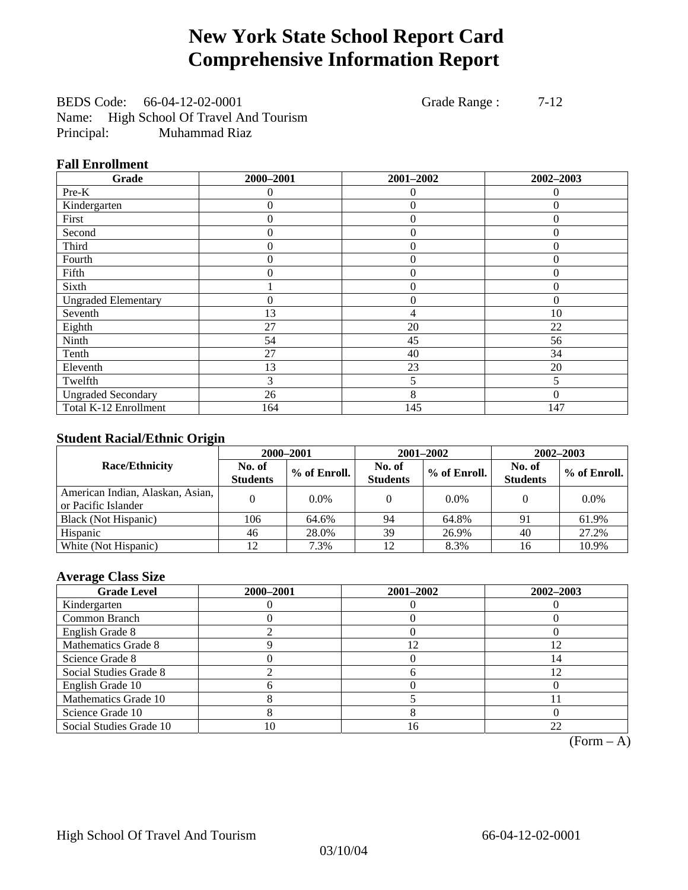# New York State School Report Card
# Comprehensive Information Report

BEDS Code: 66-04-12-02-0001 Grade Range : 7-12
Name: High School Of Travel And Tourism
Principal: Muhammad Riaz

### Fall Enrollment

| Grade | 2000–2001 | 2001–2002 | 2002–2003 |
|---|---|---|---|
| Pre-K | 0 | 0 | 0 |
| Kindergarten | 0 | 0 | 0 |
| First | 0 | 0 | 0 |
| Second | 0 | 0 | 0 |
| Third | 0 | 0 | 0 |
| Fourth | 0 | 0 | 0 |
| Fifth | 0 | 0 | 0 |
| Sixth | 1 | 0 | 0 |
| Ungraded Elementary | 0 | 0 | 0 |
| Seventh | 13 | 4 | 10 |
| Eighth | 27 | 20 | 22 |
| Ninth | 54 | 45 | 56 |
| Tenth | 27 | 40 | 34 |
| Eleventh | 13 | 23 | 20 |
| Twelfth | 3 | 5 | 5 |
| Ungraded Secondary | 26 | 8 | 0 |
| Total K-12 Enrollment | 164 | 145 | 147 |

### Student Racial/Ethnic Origin

| Race/Ethnicity | 2000–2001 | | 2001–2002 | | 2002–2003 | |
|---|---|---|---|---|---|---|
| | No. of Students | % of Enroll. | No. of Students | % of Enroll. | No. of Students | % of Enroll. |
| American Indian, Alaskan, Asian, or Pacific Islander | 0 | 0.0% | 0 | 0.0% | 0 | 0.0% |
| Black (Not Hispanic) | 106 | 64.6% | 94 | 64.8% | 91 | 61.9% |
| Hispanic | 46 | 28.0% | 39 | 26.9% | 40 | 27.2% |
| White (Not Hispanic) | 12 | 7.3% | 12 | 8.3% | 16 | 10.9% |

### Average Class Size

| Grade Level | 2000–2001 | 2001–2002 | 2002–2003 |
|---|---|---|---|
| Kindergarten | 0 | 0 | 0 |
| Common Branch | 0 | 0 | 0 |
| English Grade 8 | 2 | 0 | 0 |
| Mathematics Grade 8 | 9 | 12 | 12 |
| Science Grade 8 | 0 | 0 | 14 |
| Social Studies Grade 8 | 2 | 6 | 12 |
| English Grade 10 | 6 | 0 | 0 |
| Mathematics Grade 10 | 8 | 5 | 11 |
| Science Grade 10 | 8 | 8 | 0 |
| Social Studies Grade 10 | 10 | 16 | 22 |

(Form – A)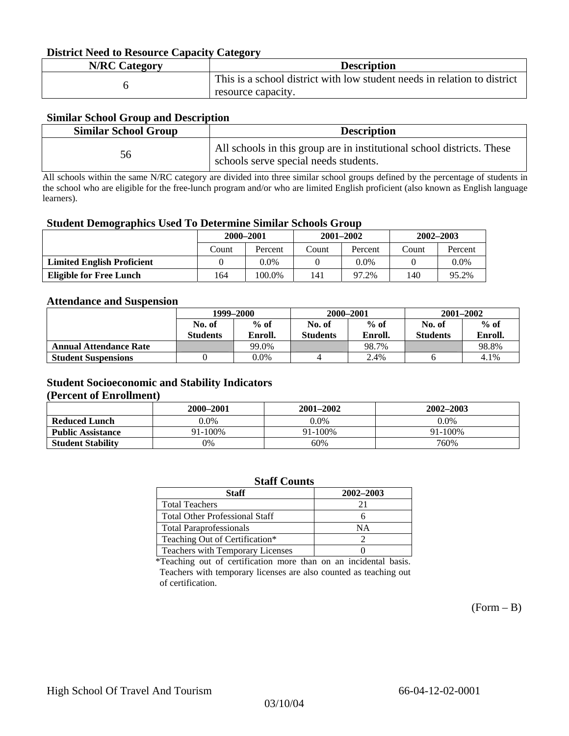### District Need to Resource Capacity Category

| N/RC Category | Description |
|---|---|
| 6 | This is a school district with low student needs in relation to district resource capacity. |

### Similar School Group and Description

| Similar School Group | Description |
|---|---|
| 56 | All schools in this group are in institutional school districts. These schools serve special needs students. |

All schools within the same N/RC category are divided into three similar school groups defined by the percentage of students in the school who are eligible for the free-lunch program and/or who are limited English proficient (also known as English language learners).

### Student Demographics Used To Determine Similar Schools Group

| | 2000–2001 | | 2001–2002 | | 2002–2003 | |
|---|---|---|---|---|---|---|
| | Count | Percent | Count | Percent | Count | Percent |
| **Limited English Proficient** | 0 | 0.0% | 0 | 0.0% | 0 | 0.0% |
| **Eligible for Free Lunch** | 164 | 100.0% | 141 | 97.2% | 140 | 95.2% |

### Attendance and Suspension

| | 1999–2000 | | 2000–2001 | | 2001–2002 | |
|---|---|---|---|---|---|---|
| | No. of Students | % of Enroll. | No. of Students | % of Enroll. | No. of Students | % of Enroll. |
| **Annual Attendance Rate** | | 99.0% | | 98.7% | | 98.8% |
| **Student Suspensions** | 0 | 0.0% | 4 | 2.4% | 6 | 4.1% |

### Student Socioeconomic and Stability Indicators
### (Percent of Enrollment)

| | 2000–2001 | 2001–2002 | 2002–2003 |
|---|---|---|---|
| **Reduced Lunch** | 0.0% | 0.0% | 0.0% |
| **Public Assistance** | 91-100% | 91-100% | 91-100% |
| **Student Stability** | 0% | 60% | 760% |

### Staff Counts

| Staff | 2002–2003 |
|---|---|
| Total Teachers | 21 |
| Total Other Professional Staff | 6 |
| Total Paraprofessionals | NA |
| Teaching Out of Certification* | 2 |
| Teachers with Temporary Licenses | 0 |

*Teaching out of certification more than on an incidental basis. Teachers with temporary licenses are also counted as teaching out of certification.

(Form – B)

High School Of Travel And Tourism 66-04-12-02-0001

03/10/04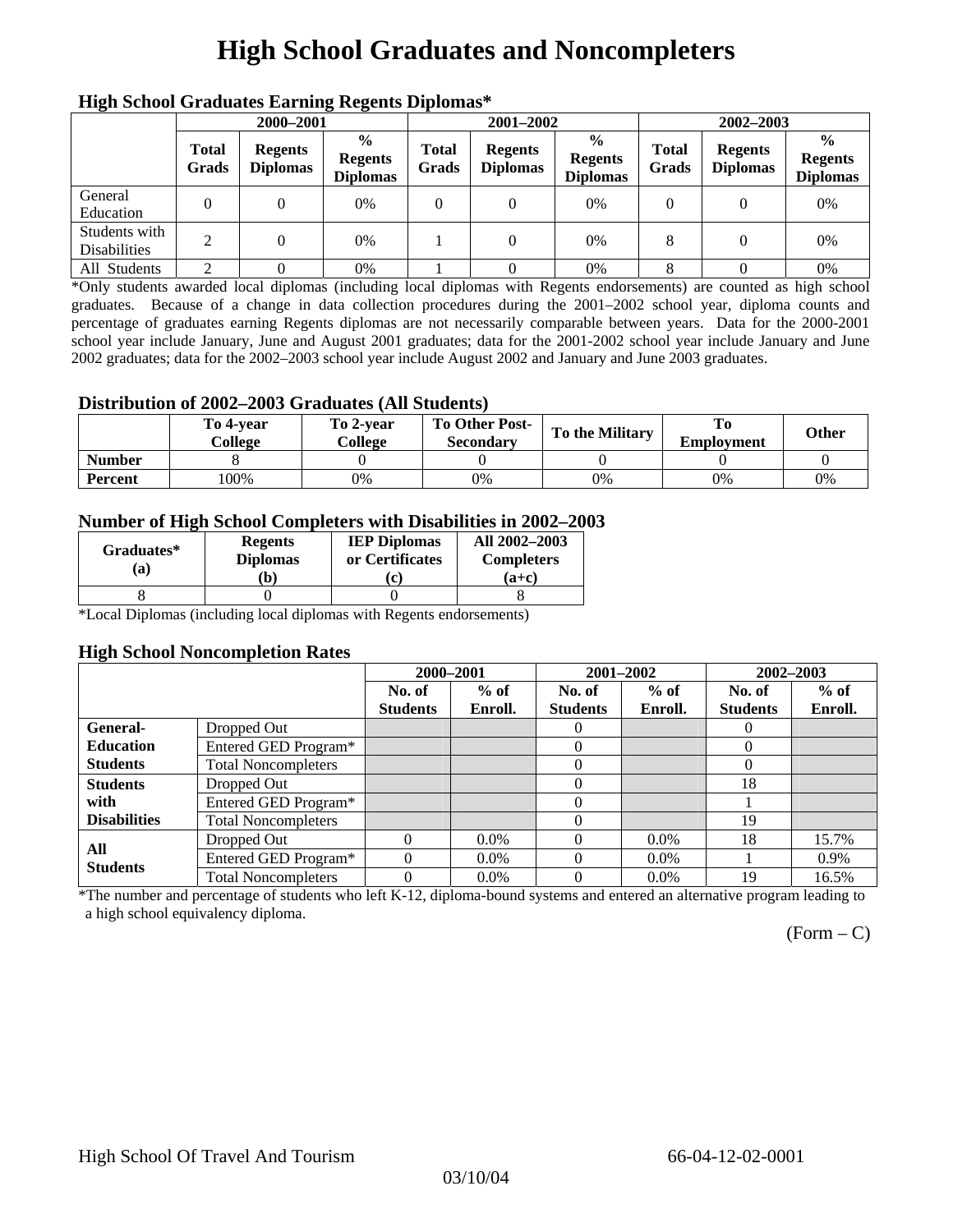# High School Graduates and Noncompleters

### High School Graduates Earning Regents Diplomas*

| | 2000–2001 | | | 2001–2002 | | | 2002–2003 | | |
|---|---|---|---|---|---|---|---|---|---|
| | Total Grads | Regents Diplomas | % Regents Diplomas | Total Grads | Regents Diplomas | % Regents Diplomas | Total Grads | Regents Diplomas | % Regents Diplomas |
| General Education | 0 | 0 | 0% | 0 | 0 | 0% | 0 | 0 | 0% |
| Students with Disabilities | 2 | 0 | 0% | 1 | 0 | 0% | 8 | 0 | 0% |
| All Students | 2 | 0 | 0% | 1 | 0 | 0% | 8 | 0 | 0% |

*Only students awarded local diplomas (including local diplomas with Regents endorsements) are counted as high school graduates. Because of a change in data collection procedures during the 2001–2002 school year, diploma counts and percentage of graduates earning Regents diplomas are not necessarily comparable between years. Data for the 2000-2001 school year include January, June and August 2001 graduates; data for the 2001-2002 school year include January and June 2002 graduates; data for the 2002–2003 school year include August 2002 and January and June 2003 graduates.

### Distribution of 2002–2003 Graduates (All Students)

| | To 4-year College | To 2-year College | To Other Post-Secondary | To the Military | To Employment | Other |
|---|---|---|---|---|---|---|
| Number | 8 | 0 | 0 | 0 | 0 | 0 |
| Percent | 100% | 0% | 0% | 0% | 0% | 0% |

### Number of High School Completers with Disabilities in 2002–2003

| Graduates* (a) | Regents Diplomas (b) | IEP Diplomas or Certificates (c) | All 2002–2003 Completers (a+c) |
|---|---|---|---|
| 8 | 0 | 0 | 8 |

*Local Diplomas (including local diplomas with Regents endorsements)

### High School Noncompletion Rates

| | | 2000–2001 | | 2001–2002 | | 2002–2003 | |
|---|---|---|---|---|---|---|---|
| | | No. of Students | % of Enroll. | No. of Students | % of Enroll. | No. of Students | % of Enroll. |
| General-Education Students | Dropped Out | | | 0 | | 0 | |
| | Entered GED Program* | | | 0 | | 0 | |
| | Total Noncompleters | | | 0 | | 0 | |
| Students with Disabilities | Dropped Out | | | 0 | | 18 | |
| | Entered GED Program* | | | 0 | | 1 | |
| | Total Noncompleters | | | 0 | | 19 | |
| All Students | Dropped Out | 0 | 0.0% | 0 | 0.0% | 18 | 15.7% |
| | Entered GED Program* | 0 | 0.0% | 0 | 0.0% | 1 | 0.9% |
| | Total Noncompleters | 0 | 0.0% | 0 | 0.0% | 19 | 16.5% |

*The number and percentage of students who left K-12, diploma-bound systems and entered an alternative program leading to a high school equivalency diploma.

(Form – C)

High School Of Travel And Tourism 66-04-12-02-0001

03/10/04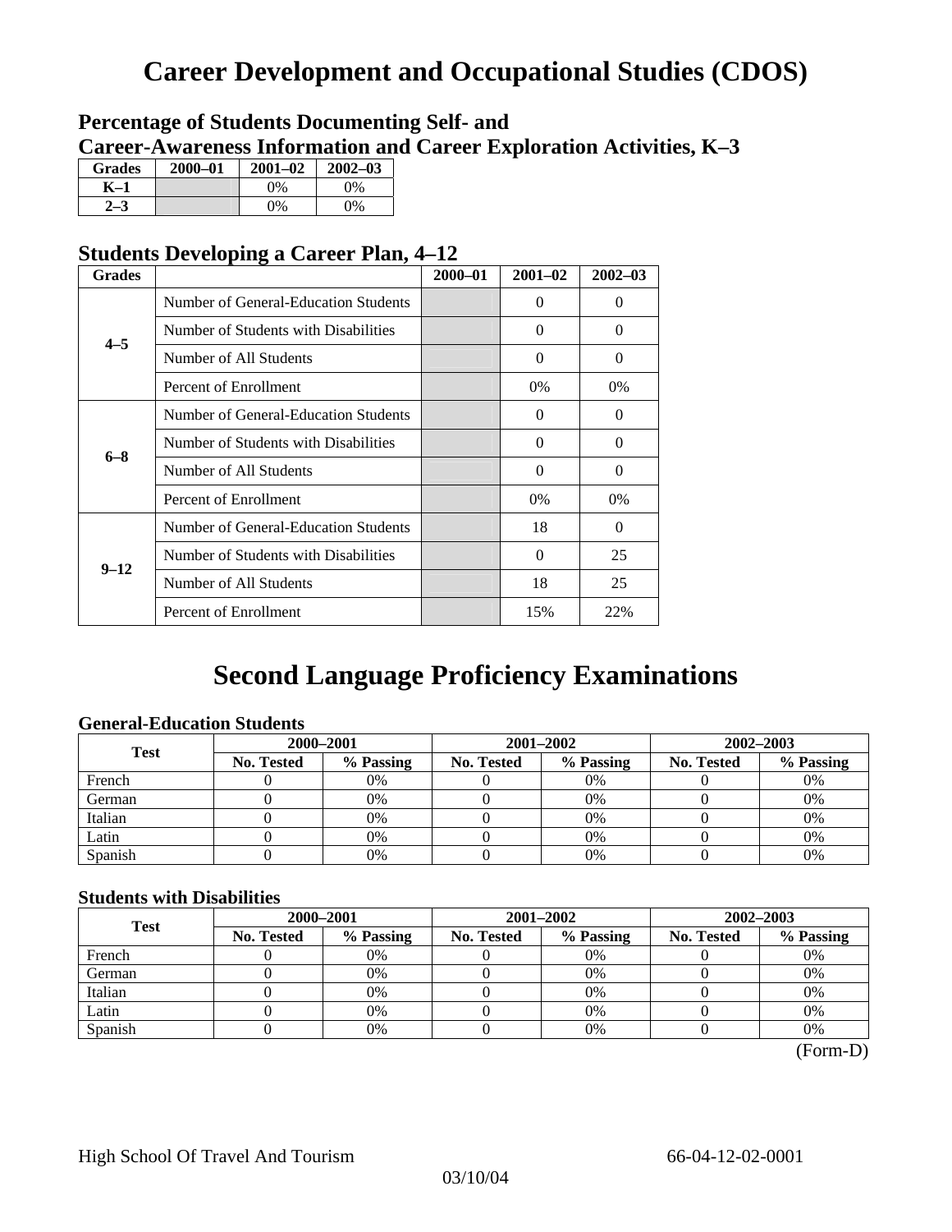# Career Development and Occupational Studies (CDOS)

## Percentage of Students Documenting Self- and Career-Awareness Information and Career Exploration Activities, K–3

| Grades | 2000–01 | 2001–02 | 2002–03 |
|---|---|---|---|
| K–1 | | 0% | 0% |
| 2–3 | | 0% | 0% |

## Students Developing a Career Plan, 4–12

| Grades | | 2000–01 | 2001–02 | 2002–03 |
|---|---|---|---|---|
| 4–5 | Number of General-Education Students | | 0 | 0 |
| | Number of Students with Disabilities | | 0 | 0 |
| | Number of All Students | | 0 | 0 |
| | Percent of Enrollment | | 0% | 0% |
| 6–8 | Number of General-Education Students | | 0 | 0 |
| | Number of Students with Disabilities | | 0 | 0 |
| | Number of All Students | | 0 | 0 |
| | Percent of Enrollment | | 0% | 0% |
| 9–12 | Number of General-Education Students | | 18 | 0 |
| | Number of Students with Disabilities | | 0 | 25 |
| | Number of All Students | | 18 | 25 |
| | Percent of Enrollment | | 15% | 22% |

# Second Language Proficiency Examinations

### General-Education Students

| Test | 2000–2001 | | 2001–2002 | | 2002–2003 | |
|---|---|---|---|---|---|---|
| | No. Tested | % Passing | No. Tested | % Passing | No. Tested | % Passing |
| French | 0 | 0% | 0 | 0% | 0 | 0% |
| German | 0 | 0% | 0 | 0% | 0 | 0% |
| Italian | 0 | 0% | 0 | 0% | 0 | 0% |
| Latin | 0 | 0% | 0 | 0% | 0 | 0% |
| Spanish | 0 | 0% | 0 | 0% | 0 | 0% |

### Students with Disabilities

| Test | 2000–2001 | | 2001–2002 | | 2002–2003 | |
|---|---|---|---|---|---|---|
| | No. Tested | % Passing | No. Tested | % Passing | No. Tested | % Passing |
| French | 0 | 0% | 0 | 0% | 0 | 0% |
| German | 0 | 0% | 0 | 0% | 0 | 0% |
| Italian | 0 | 0% | 0 | 0% | 0 | 0% |
| Latin | 0 | 0% | 0 | 0% | 0 | 0% |
| Spanish | 0 | 0% | 0 | 0% | 0 | 0% |

(Form-D)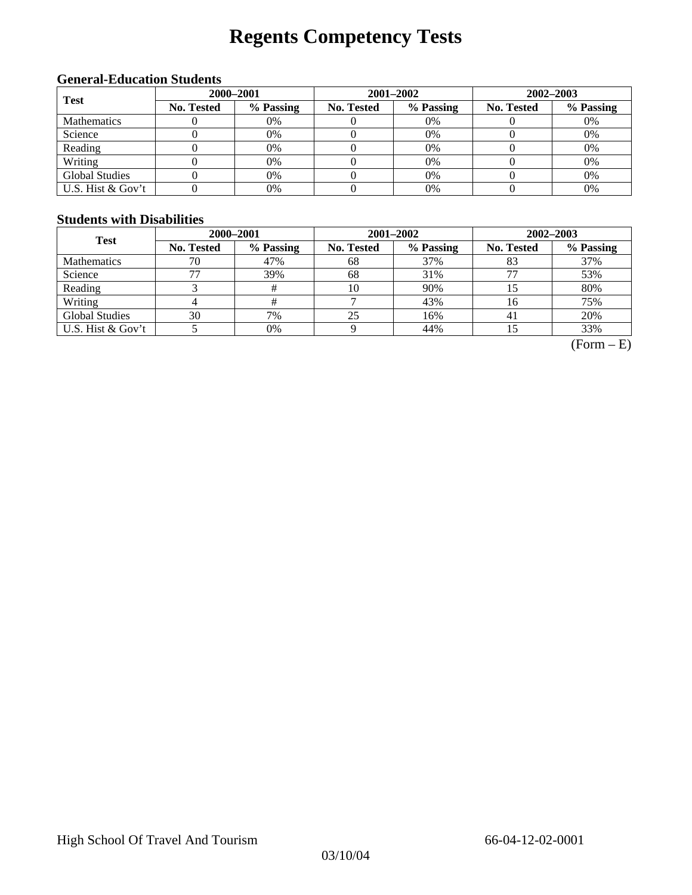# Regents Competency Tests

### General-Education Students

| Test | 2000–2001 | | 2001–2002 | | 2002–2003 | |
|---|---|---|---|---|---|---|
| | No. Tested | % Passing | No. Tested | % Passing | No. Tested | % Passing |
| Mathematics | 0 | 0% | 0 | 0% | 0 | 0% |
| Science | 0 | 0% | 0 | 0% | 0 | 0% |
| Reading | 0 | 0% | 0 | 0% | 0 | 0% |
| Writing | 0 | 0% | 0 | 0% | 0 | 0% |
| Global Studies | 0 | 0% | 0 | 0% | 0 | 0% |
| U.S. Hist & Gov't | 0 | 0% | 0 | 0% | 0 | 0% |

### Students with Disabilities

| Test | 2000–2001 | | 2001–2002 | | 2002–2003 | |
|---|---|---|---|---|---|---|
| | No. Tested | % Passing | No. Tested | % Passing | No. Tested | % Passing |
| Mathematics | 70 | 47% | 68 | 37% | 83 | 37% |
| Science | 77 | 39% | 68 | 31% | 77 | 53% |
| Reading | 3 | # | 10 | 90% | 15 | 80% |
| Writing | 4 | # | 7 | 43% | 16 | 75% |
| Global Studies | 30 | 7% | 25 | 16% | 41 | 20% |
| U.S. Hist & Gov't | 5 | 0% | 9 | 44% | 15 | 33% |

(Form – E)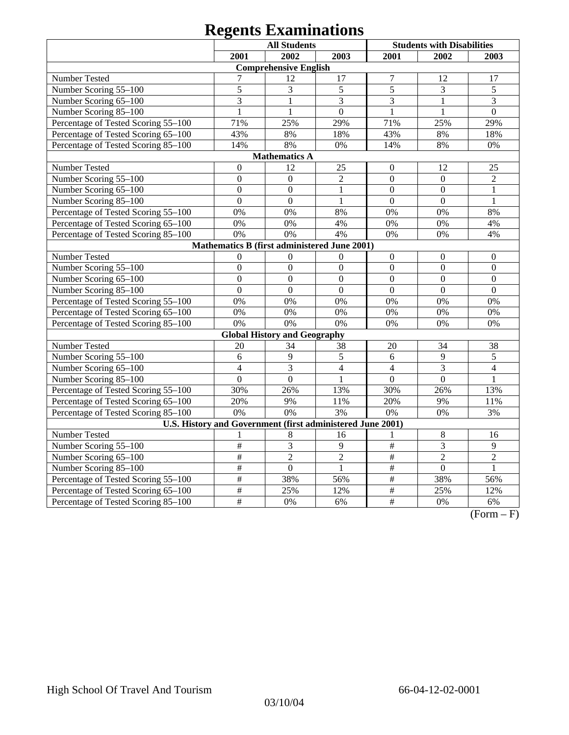# Regents Examinations

| | All Students | | | Students with Disabilities | | |
|---|---|---|---|---|---|---|
| | 2001 | 2002 | 2003 | 2001 | 2002 | 2003 |
| **Comprehensive English** | | | | | | |
| Number Tested | 7 | 12 | 17 | 7 | 12 | 17 |
| Number Scoring 55–100 | 5 | 3 | 5 | 5 | 3 | 5 |
| Number Scoring 65–100 | 3 | 1 | 3 | 3 | 1 | 3 |
| Number Scoring 85–100 | 1 | 1 | 0 | 1 | 1 | 0 |
| Percentage of Tested Scoring 55–100 | 71% | 25% | 29% | 71% | 25% | 29% |
| Percentage of Tested Scoring 65–100 | 43% | 8% | 18% | 43% | 8% | 18% |
| Percentage of Tested Scoring 85–100 | 14% | 8% | 0% | 14% | 8% | 0% |
| **Mathematics A** | | | | | | |
| Number Tested | 0 | 12 | 25 | 0 | 12 | 25 |
| Number Scoring 55–100 | 0 | 0 | 2 | 0 | 0 | 2 |
| Number Scoring 65–100 | 0 | 0 | 1 | 0 | 0 | 1 |
| Number Scoring 85–100 | 0 | 0 | 1 | 0 | 0 | 1 |
| Percentage of Tested Scoring 55–100 | 0% | 0% | 8% | 0% | 0% | 8% |
| Percentage of Tested Scoring 65–100 | 0% | 0% | 4% | 0% | 0% | 4% |
| Percentage of Tested Scoring 85–100 | 0% | 0% | 4% | 0% | 0% | 4% |
| **Mathematics B (first administered June 2001)** | | | | | | |
| Number Tested | 0 | 0 | 0 | 0 | 0 | 0 |
| Number Scoring 55–100 | 0 | 0 | 0 | 0 | 0 | 0 |
| Number Scoring 65–100 | 0 | 0 | 0 | 0 | 0 | 0 |
| Number Scoring 85–100 | 0 | 0 | 0 | 0 | 0 | 0 |
| Percentage of Tested Scoring 55–100 | 0% | 0% | 0% | 0% | 0% | 0% |
| Percentage of Tested Scoring 65–100 | 0% | 0% | 0% | 0% | 0% | 0% |
| Percentage of Tested Scoring 85–100 | 0% | 0% | 0% | 0% | 0% | 0% |
| **Global History and Geography** | | | | | | |
| Number Tested | 20 | 34 | 38 | 20 | 34 | 38 |
| Number Scoring 55–100 | 6 | 9 | 5 | 6 | 9 | 5 |
| Number Scoring 65–100 | 4 | 3 | 4 | 4 | 3 | 4 |
| Number Scoring 85–100 | 0 | 0 | 1 | 0 | 0 | 1 |
| Percentage of Tested Scoring 55–100 | 30% | 26% | 13% | 30% | 26% | 13% |
| Percentage of Tested Scoring 65–100 | 20% | 9% | 11% | 20% | 9% | 11% |
| Percentage of Tested Scoring 85–100 | 0% | 0% | 3% | 0% | 0% | 3% |
| **U.S. History and Government (first administered June 2001)** | | | | | | |
| Number Tested | 1 | 8 | 16 | 1 | 8 | 16 |
| Number Scoring 55–100 | # | 3 | 9 | # | 3 | 9 |
| Number Scoring 65–100 | # | 2 | 2 | # | 2 | 2 |
| Number Scoring 85–100 | # | 0 | 1 | # | 0 | 1 |
| Percentage of Tested Scoring 55–100 | # | 38% | 56% | # | 38% | 56% |
| Percentage of Tested Scoring 65–100 | # | 25% | 12% | # | 25% | 12% |
| Percentage of Tested Scoring 85–100 | # | 0% | 6% | # | 0% | 6% |

(Form – F)

High School Of Travel And Tourism 66-04-12-02-0001

03/10/04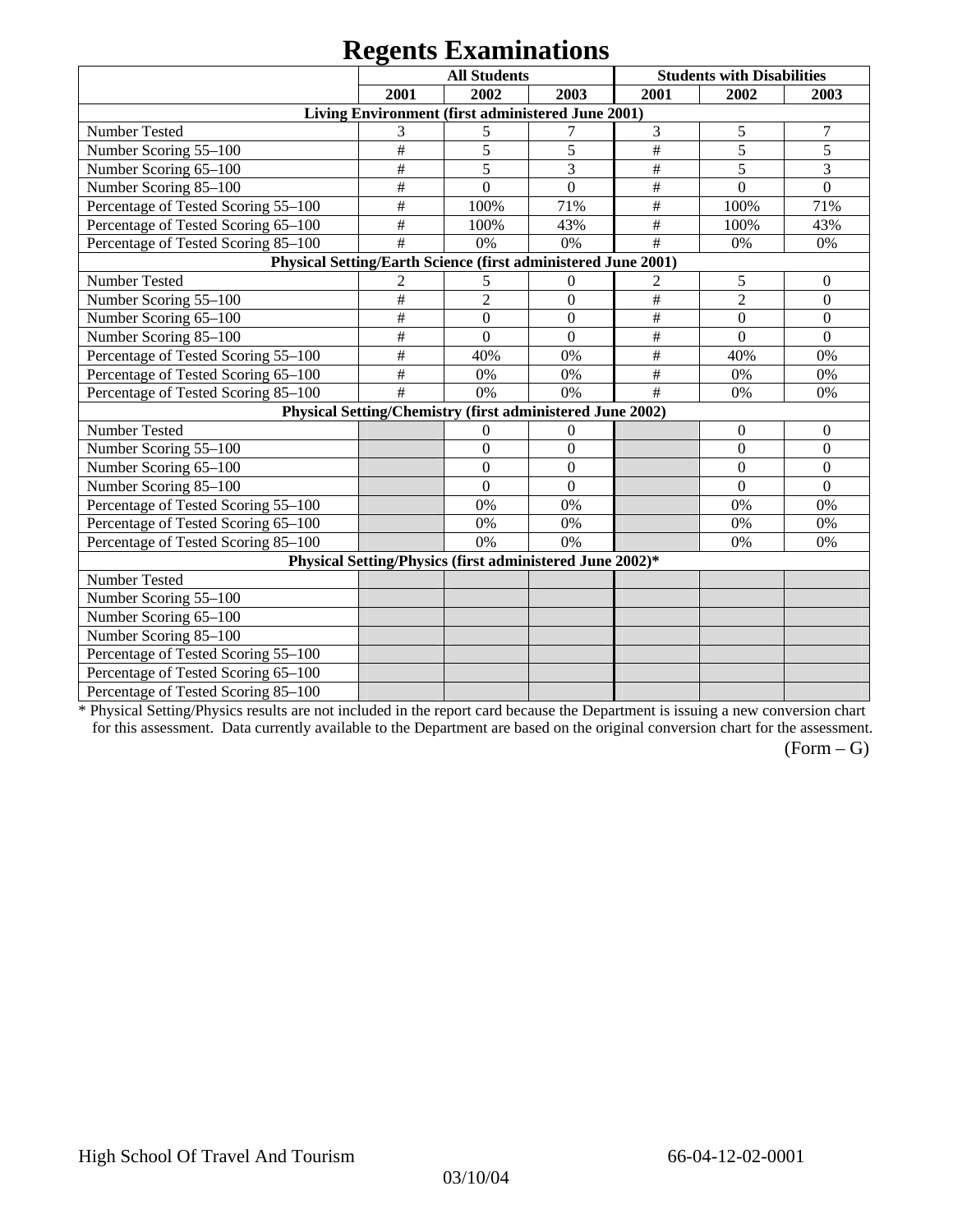# Regents Examinations

| | All Students | | | Students with Disabilities | | |
|---|---|---|---|---|---|---|
| | 2001 | 2002 | 2003 | 2001 | 2002 | 2003 |
| **Living Environment (first administered June 2001)** | | | | | | |
| Number Tested | 3 | 5 | 7 | 3 | 5 | 7 |
| Number Scoring 55–100 | # | 5 | 5 | # | 5 | 5 |
| Number Scoring 65–100 | # | 5 | 3 | # | 5 | 3 |
| Number Scoring 85–100 | # | 0 | 0 | # | 0 | 0 |
| Percentage of Tested Scoring 55–100 | # | 100% | 71% | # | 100% | 71% |
| Percentage of Tested Scoring 65–100 | # | 100% | 43% | # | 100% | 43% |
| Percentage of Tested Scoring 85–100 | # | 0% | 0% | # | 0% | 0% |
| **Physical Setting/Earth Science (first administered June 2001)** | | | | | | |
| Number Tested | 2 | 5 | 0 | 2 | 5 | 0 |
| Number Scoring 55–100 | # | 2 | 0 | # | 2 | 0 |
| Number Scoring 65–100 | # | 0 | 0 | # | 0 | 0 |
| Number Scoring 85–100 | # | 0 | 0 | # | 0 | 0 |
| Percentage of Tested Scoring 55–100 | # | 40% | 0% | # | 40% | 0% |
| Percentage of Tested Scoring 65–100 | # | 0% | 0% | # | 0% | 0% |
| Percentage of Tested Scoring 85–100 | # | 0% | 0% | # | 0% | 0% |
| **Physical Setting/Chemistry (first administered June 2002)** | | | | | | |
| Number Tested | | 0 | 0 | | 0 | 0 |
| Number Scoring 55–100 | | 0 | 0 | | 0 | 0 |
| Number Scoring 65–100 | | 0 | 0 | | 0 | 0 |
| Number Scoring 85–100 | | 0 | 0 | | 0 | 0 |
| Percentage of Tested Scoring 55–100 | | 0% | 0% | | 0% | 0% |
| Percentage of Tested Scoring 65–100 | | 0% | 0% | | 0% | 0% |
| Percentage of Tested Scoring 85–100 | | 0% | 0% | | 0% | 0% |
| **Physical Setting/Physics (first administered June 2002)*** | | | | | | |
| Number Tested | | | | | | |
| Number Scoring 55–100 | | | | | | |
| Number Scoring 65–100 | | | | | | |
| Number Scoring 85–100 | | | | | | |
| Percentage of Tested Scoring 55–100 | | | | | | |
| Percentage of Tested Scoring 65–100 | | | | | | |
| Percentage of Tested Scoring 85–100 | | | | | | |

* Physical Setting/Physics results are not included in the report card because the Department is issuing a new conversion chart for this assessment. Data currently available to the Department are based on the original conversion chart for the assessment.

(Form – G)

High School Of Travel And Tourism 66-04-12-02-0001

03/10/04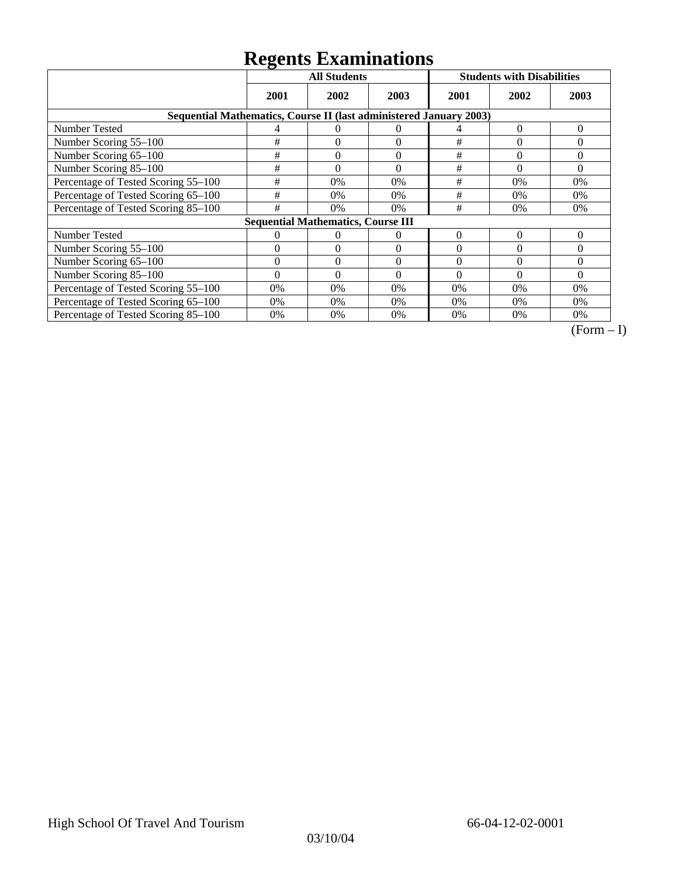# Regents Examinations

| | All Students | | | Students with Disabilities | | |
|---|---|---|---|---|---|---|
| | 2001 | 2002 | 2003 | 2001 | 2002 | 2003 |
| **Sequential Mathematics, Course II (last administered January 2003)** | | | | | | |
| Number Tested | 4 | 0 | 0 | 4 | 0 | 0 |
| Number Scoring 55–100 | # | 0 | 0 | # | 0 | 0 |
| Number Scoring 65–100 | # | 0 | 0 | # | 0 | 0 |
| Number Scoring 85–100 | # | 0 | 0 | # | 0 | 0 |
| Percentage of Tested Scoring 55–100 | # | 0% | 0% | # | 0% | 0% |
| Percentage of Tested Scoring 65–100 | # | 0% | 0% | # | 0% | 0% |
| Percentage of Tested Scoring 85–100 | # | 0% | 0% | # | 0% | 0% |
| **Sequential Mathematics, Course III** | | | | | | |
| Number Tested | 0 | 0 | 0 | 0 | 0 | 0 |
| Number Scoring 55–100 | 0 | 0 | 0 | 0 | 0 | 0 |
| Number Scoring 65–100 | 0 | 0 | 0 | 0 | 0 | 0 |
| Number Scoring 85–100 | 0 | 0 | 0 | 0 | 0 | 0 |
| Percentage of Tested Scoring 55–100 | 0% | 0% | 0% | 0% | 0% | 0% |
| Percentage of Tested Scoring 65–100 | 0% | 0% | 0% | 0% | 0% | 0% |
| Percentage of Tested Scoring 85–100 | 0% | 0% | 0% | 0% | 0% | 0% |

(Form – I)

High School Of Travel And Tourism 66-04-12-02-0001

03/10/04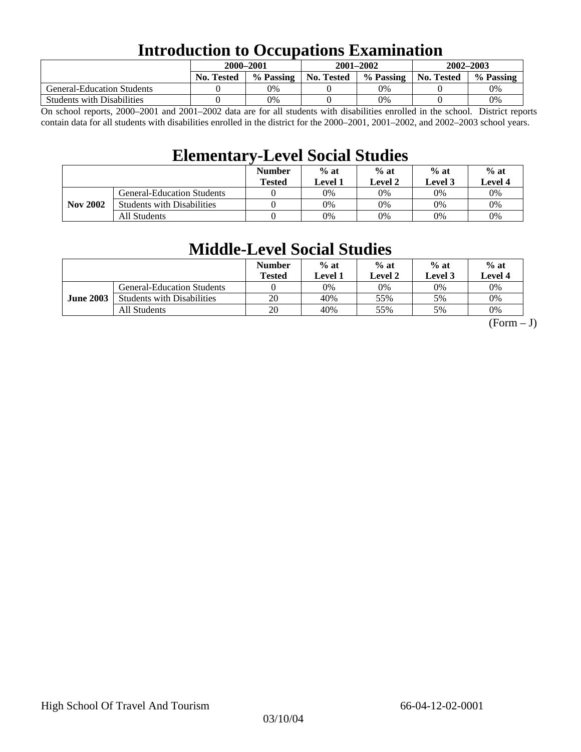# Introduction to Occupations Examination

| | 2000–2001 | | 2001–2002 | | 2002–2003 | |
|---|---|---|---|---|---|---|
| | No. Tested | % Passing | No. Tested | % Passing | No. Tested | % Passing |
| General-Education Students | 0 | 0% | 0 | 0% | 0 | 0% |
| Students with Disabilities | 0 | 0% | 0 | 0% | 0 | 0% |

On school reports, 2000–2001 and 2001–2002 data are for all students with disabilities enrolled in the school. District reports contain data for all students with disabilities enrolled in the district for the 2000–2001, 2001–2002, and 2002–2003 school years.

# Elementary-Level Social Studies

| | | Number Tested | % at Level 1 | % at Level 2 | % at Level 3 | % at Level 4 |
|---|---|---|---|---|---|---|
| **Nov 2002** | General-Education Students | 0 | 0% | 0% | 0% | 0% |
| | Students with Disabilities | 0 | 0% | 0% | 0% | 0% |
| | All Students | 0 | 0% | 0% | 0% | 0% |

# Middle-Level Social Studies

| | | Number Tested | % at Level 1 | % at Level 2 | % at Level 3 | % at Level 4 |
|---|---|---|---|---|---|---|
| **June 2003** | General-Education Students | 0 | 0% | 0% | 0% | 0% |
| | Students with Disabilities | 20 | 40% | 55% | 5% | 0% |
| | All Students | 20 | 40% | 55% | 5% | 0% |

(Form – J)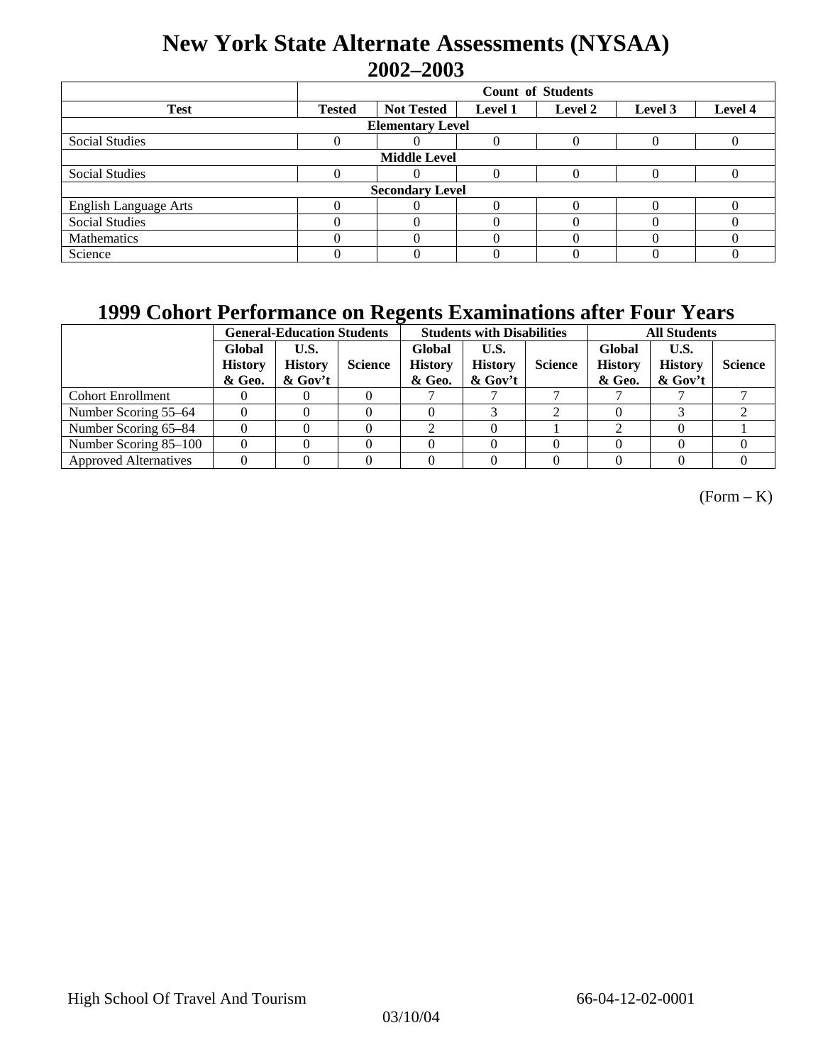# New York State Alternate Assessments (NYSAA)
## 2002–2003

| | Count of Students | | | | | |
|---|---|---|---|---|---|---|
| **Test** | **Tested** | **Not Tested** | **Level 1** | **Level 2** | **Level 3** | **Level 4** |
| **Elementary Level** | | | | | | |
| Social Studies | 0 | 0 | 0 | 0 | 0 | 0 |
| **Middle Level** | | | | | | |
| Social Studies | 0 | 0 | 0 | 0 | 0 | 0 |
| **Secondary Level** | | | | | | |
| English Language Arts | 0 | 0 | 0 | 0 | 0 | 0 |
| Social Studies | 0 | 0 | 0 | 0 | 0 | 0 |
| Mathematics | 0 | 0 | 0 | 0 | 0 | 0 |
| Science | 0 | 0 | 0 | 0 | 0 | 0 |

## 1999 Cohort Performance on Regents Examinations after Four Years

| | General-Education Students | | | Students with Disabilities | | | All Students | | |
|---|---|---|---|---|---|---|---|---|---|
| | **Global History & Geo.** | **U.S. History & Gov't** | **Science** | **Global History & Geo.** | **U.S. History & Gov't** | **Science** | **Global History & Geo.** | **U.S. History & Gov't** | **Science** |
| Cohort Enrollment | 0 | 0 | 0 | 7 | 7 | 7 | 7 | 7 | 7 |
| Number Scoring 55–64 | 0 | 0 | 0 | 0 | 3 | 2 | 0 | 3 | 2 |
| Number Scoring 65–84 | 0 | 0 | 0 | 2 | 0 | 1 | 2 | 0 | 1 |
| Number Scoring 85–100 | 0 | 0 | 0 | 0 | 0 | 0 | 0 | 0 | 0 |
| Approved Alternatives | 0 | 0 | 0 | 0 | 0 | 0 | 0 | 0 | 0 |

(Form – K)

High School Of Travel And Tourism 66-04-12-02-0001

03/10/04